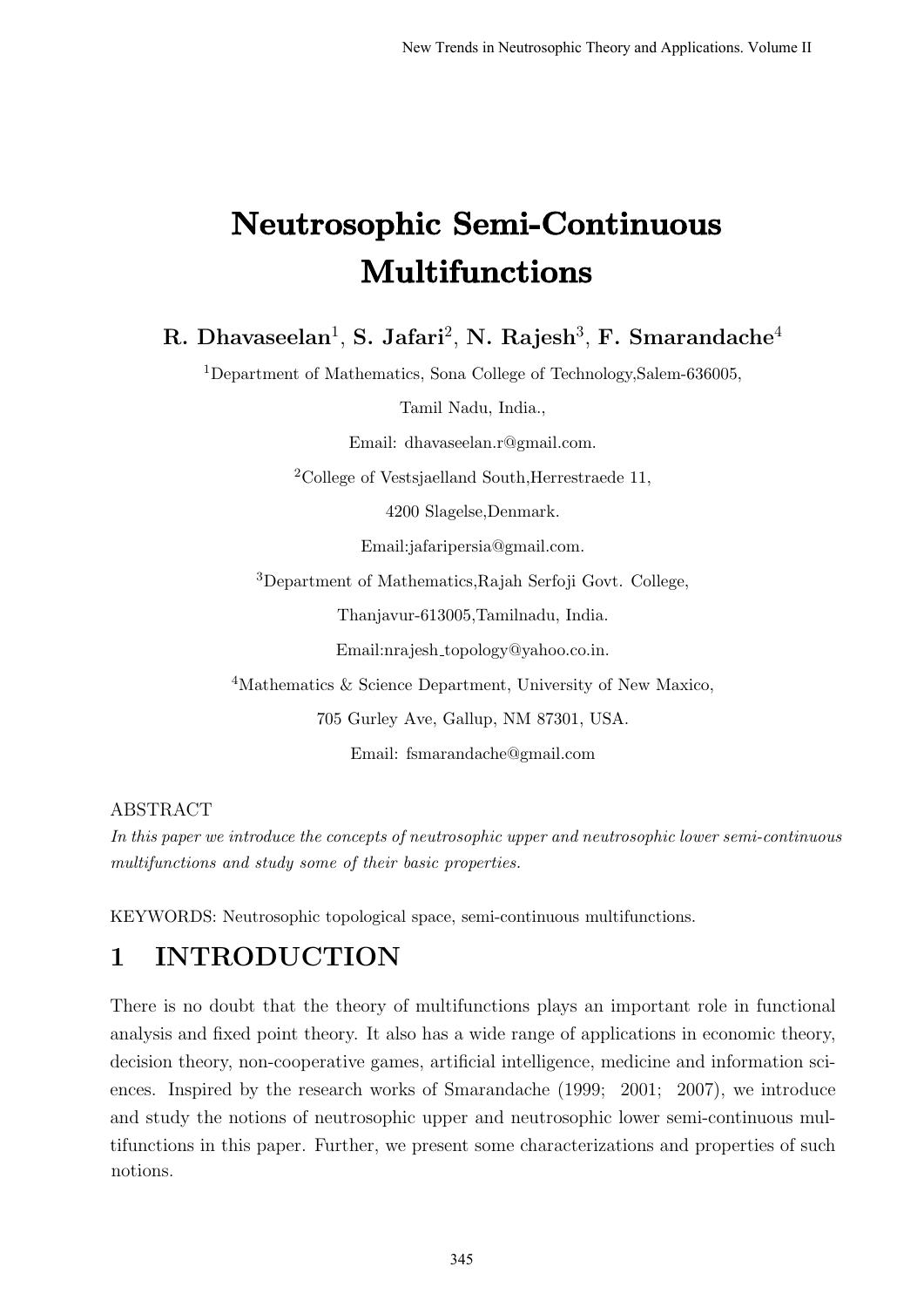# Neutrosophic Semi-Continuous Multifunctions

**R. Dhavaseelan[1], S. Jafari[2], N. Rajesh[3], F. Smarandache[4]**

[1]Department of Mathematics, Sona College of Technology,Salem-636005,

Tamil Nadu, India.,

Email: dhavaseelan.r@gmail.com.

[2]College of Vestsjaelland South,Herrestraede 11,

4200 Slagelse,Denmark.

Email:jafaripersia@gmail.com.

[3]Department of Mathematics,Rajah Serfoji Govt. College,

Thanjavur-613005,Tamilnadu, India.

Email:nrajesh_topology@yahoo.co.in.

[4]Mathematics & Science Department, University of New Maxico,

705 Gurley Ave, Gallup, NM 87301, USA.

Email: fsmarandache@gmail.com

ABSTRACT

*In this paper we introduce the concepts of neutrosophic upper and neutrosophic lower semi-continuous multifunctions and study some of their basic properties.*

KEYWORDS: Neutrosophic topological space, semi-continuous multifunctions.

## 1 INTRODUCTION

There is no doubt that the theory of multifunctions plays an important role in functional analysis and fixed point theory. It also has a wide range of applications in economic theory, decision theory, non-cooperative games, artificial intelligence, medicine and information sciences. Inspired by the research works of Smarandache (1999; 2001; 2007), we introduce and study the notions of neutrosophic upper and neutrosophic lower semi-continuous multifunctions in this paper. Further, we present some characterizations and properties of such notions.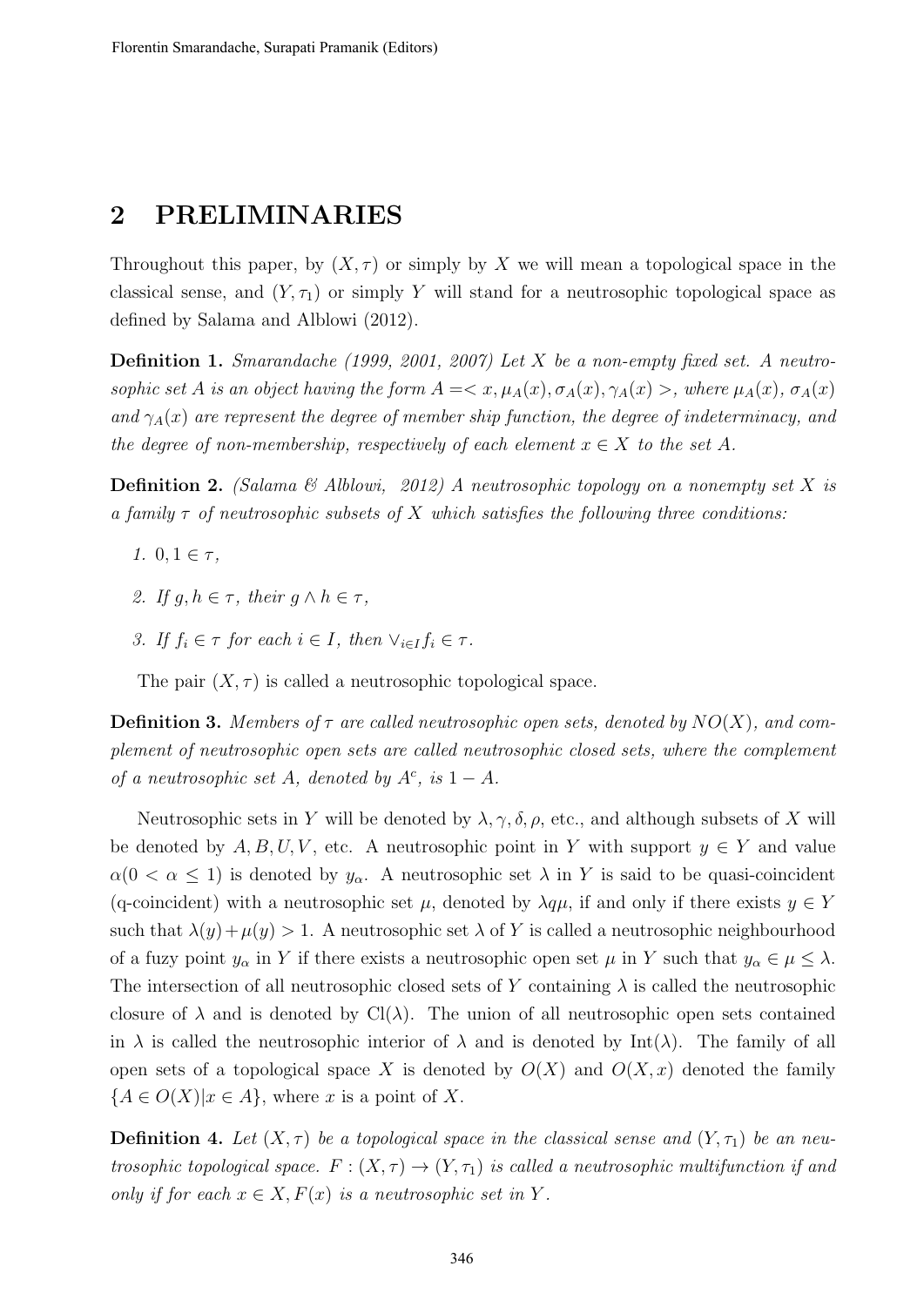## 2 PRELIMINARIES

Throughout this paper, by $(X, \tau)$ or simply by $X$ we will mean a topological space in the classical sense, and $(Y, \tau_1)$ or simply $Y$ will stand for a neutrosophic topological space as defined by Salama and Alblowi (2012).

**Definition 1.** *Smarandache (1999, 2001, 2007) Let $X$ be a non-empty fixed set. A neutrosophic set $A$ is an object having the form $A =< x, \mu_A(x), \sigma_A(x), \gamma_A(x) >$, where $\mu_A(x)$, $\sigma_A(x)$ and $\gamma_A(x)$ are represent the degree of member ship function, the degree of indeterminacy, and the degree of non-membership, respectively of each element $x \in X$ to the set $A$.*

**Definition 2.** *(Salama & Alblowi, 2012) A neutrosophic topology on a nonempty set $X$ is a family $\tau$ of neutrosophic subsets of $X$ which satisfies the following three conditions:*

1. *$0, 1 \in \tau$,*
2. *If $g, h \in \tau$, their $g \wedge h \in \tau$,*
3. *If $f_i \in \tau$ for each $i \in I$, then $\vee_{i \in I} f_i \in \tau$.*

The pair $(X, \tau)$ is called a neutrosophic topological space.

**Definition 3.** *Members of $\tau$ are called neutrosophic open sets, denoted by $NO(X)$, and complement of neutrosophic open sets are called neutrosophic closed sets, where the complement of a neutrosophic set $A$, denoted by $A^c$, is $1 - A$.*

Neutrosophic sets in $Y$ will be denoted by $\lambda, \gamma, \delta, \rho$, etc., and although subsets of $X$ will be denoted by $A, B, U, V$, etc. A neutrosophic point in $Y$ with support $y \in Y$ and value $\alpha (0 < \alpha \leq 1)$ is denoted by $y_\alpha$. A neutrosophic set $\lambda$ in $Y$ is said to be quasi-coincident (q-coincident) with a neutrosophic set $\mu$, denoted by $\lambda q \mu$, if and only if there exists $y \in Y$ such that $\lambda(y) + \mu(y) > 1$. A neutrosophic set $\lambda$ of $Y$ is called a neutrosophic neighbourhood of a fuzzy point $y_\alpha$ in $Y$ if there exists a neutrosophic open set $\mu$ in $Y$ such that $y_\alpha \in \mu \leq \lambda$. The intersection of all neutrosophic closed sets of $Y$ containing $\lambda$ is called the neutrosophic closure of $\lambda$ and is denoted by $\mathrm{Cl}(\lambda)$. The union of all neutrosophic open sets contained in $\lambda$ is called the neutrosophic interior of $\lambda$ and is denoted by $\mathrm{Int}(\lambda)$. The family of all open sets of a topological space $X$ is denoted by $O(X)$ and $O(X, x)$ denoted the family $\{A \in O(X) | x \in A\}$, where $x$ is a point of $X$.

**Definition 4.** *Let $(X, \tau)$ be a topological space in the classical sense and $(Y, \tau_1)$ be an neutrosophic topological space. $F : (X, \tau) \to (Y, \tau_1)$ is called a neutrosophic multifunction if and only if for each $x \in X, F(x)$ is a neutrosophic set in $Y$.*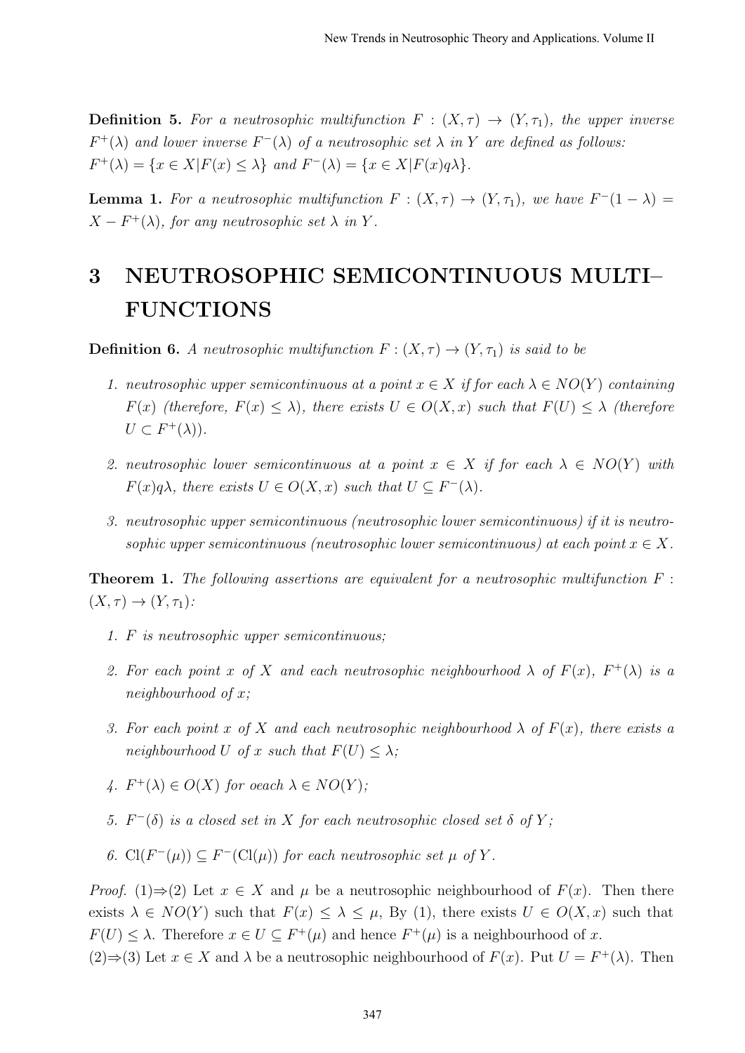**Definition 5.** *For a neutrosophic multifunction $F : (X, \tau) \to (Y, \tau_1)$, the upper inverse $F^+(\lambda)$ and lower inverse $F^-(\lambda)$ of a neutrosophic set $\lambda$ in $Y$ are defined as follows:*
$F^+(\lambda) = \{x \in X | F(x) \leq \lambda\}$ *and* $F^-(\lambda) = \{x \in X | F(x) q \lambda\}$.

**Lemma 1.** *For a neutrosophic multifunction $F : (X, \tau) \to (Y, \tau_1)$, we have $F^-(1 - \lambda) = X - F^+(\lambda)$, for any neutrosophic set $\lambda$ in $Y$.*

# 3 NEUTROSOPHIC SEMICONTINUOUS MULTI–FUNCTIONS

**Definition 6.** *A neutrosophic multifunction $F : (X, \tau) \to (Y, \tau_1)$ is said to be*

1. *neutrosophic upper semicontinuous at a point $x \in X$ if for each $\lambda \in NO(Y)$ containing $F(x)$ (therefore, $F(x) \leq \lambda$), there exists $U \in O(X, x)$ such that $F(U) \leq \lambda$ (therefore $U \subset F^+(\lambda)$).*

2. *neutrosophic lower semicontinuous at a point $x \in X$ if for each $\lambda \in NO(Y)$ with $F(x) q \lambda$, there exists $U \in O(X, x)$ such that $U \subseteq F^-(\lambda)$.*

3. *neutrosophic upper semicontinuous (neutrosophic lower semicontinuous) if it is neutrosophic upper semicontinuous (neutrosophic lower semicontinuous) at each point $x \in X$.*

**Theorem 1.** *The following assertions are equivalent for a neutrosophic multifunction $F : (X, \tau) \to (Y, \tau_1)$:*

1. *$F$ is neutrosophic upper semicontinuous;*

2. *For each point $x$ of $X$ and each neutrosophic neighbourhood $\lambda$ of $F(x)$, $F^+(\lambda)$ is a neighbourhood of $x$;*

3. *For each point $x$ of $X$ and each neutrosophic neighbourhood $\lambda$ of $F(x)$, there exists a neighbourhood $U$ of $x$ such that $F(U) \leq \lambda$;*

4. *$F^+(\lambda) \in O(X)$ for oeach $\lambda \in NO(Y)$;*

5. *$F^-(\delta)$ is a closed set in $X$ for each neutrosophic closed set $\delta$ of $Y$;*

6. *$\text{Cl}(F^-(\mu)) \subseteq F^-(\text{Cl}(\mu))$ for each neutrosophic set $\mu$ of $Y$.*

*Proof.* (1)⇒(2) Let $x \in X$ and $\mu$ be a neutrosophic neighbourhood of $F(x)$. Then there exists $\lambda \in NO(Y)$ such that $F(x) \leq \lambda \leq \mu$, By (1), there exists $U \in O(X, x)$ such that $F(U) \leq \lambda$. Therefore $x \in U \subseteq F^+(\mu)$ and hence $F^+(\mu)$ is a neighbourhood of $x$.
(2)⇒(3) Let $x \in X$ and $\lambda$ be a neutrosophic neighbourhood of $F(x)$. Put $U = F^+(\lambda)$. Then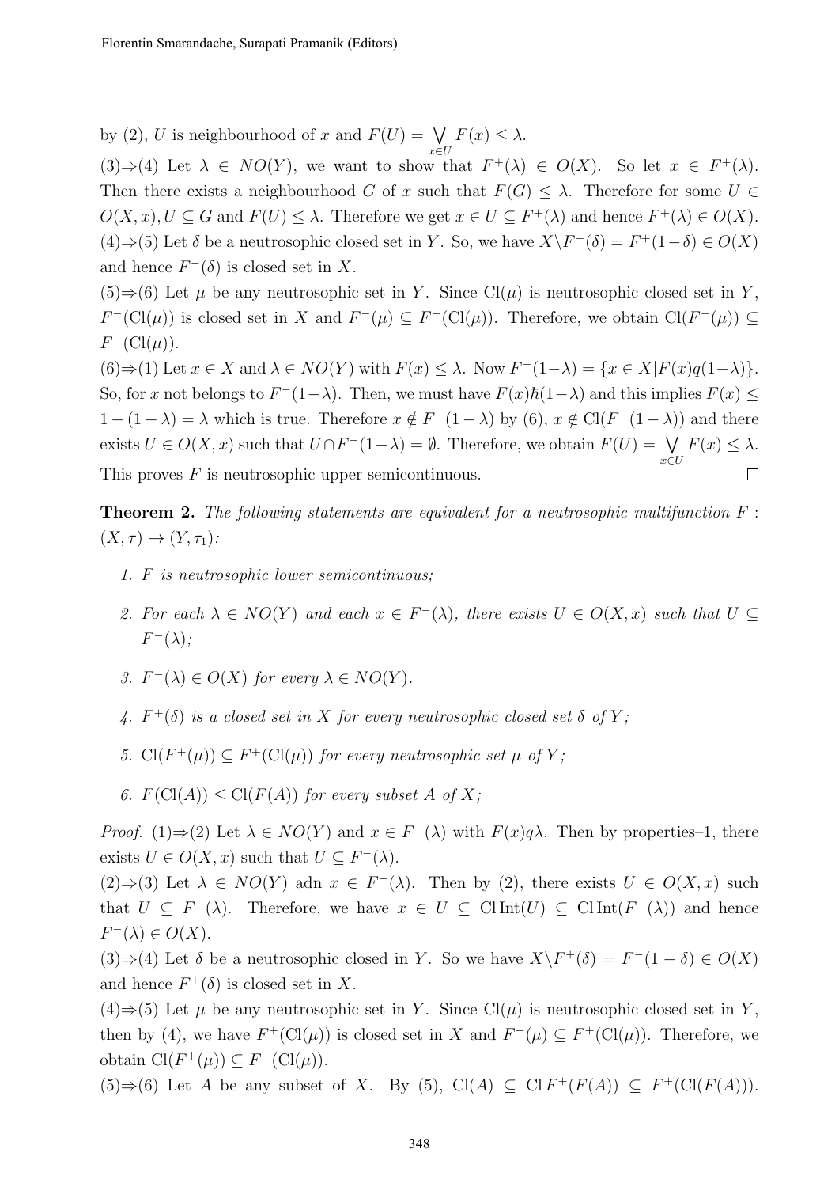by (2), $U$ is neighbourhood of $x$ and $F(U) = \bigvee_{x \in U} F(x) \leq \lambda$.

(3)⇒(4) Let $\lambda \in NO(Y)$, we want to show that $F^+(\lambda) \in O(X)$. So let $x \in F^+(\lambda)$. Then there exists a neighbourhood $G$ of $x$ such that $F(G) \leq \lambda$. Therefore for some $U \in O(X, x), U \subseteq G$ and $F(U) \leq \lambda$. Therefore we get $x \in U \subseteq F^+(\lambda)$ and hence $F^+(\lambda) \in O(X)$.

(4)⇒(5) Let $\delta$ be a neutrosophic closed set in $Y$. So, we have $X \backslash F^-(\delta) = F^+(1-\delta) \in O(X)$ and hence $F^-(\delta)$ is closed set in $X$.

(5)⇒(6) Let $\mu$ be any neutrosophic set in $Y$. Since $\mathrm{Cl}(\mu)$ is neutrosophic closed set in $Y$, $F^-(\mathrm{Cl}(\mu))$ is closed set in $X$ and $F^-(\mu) \subseteq F^-(\mathrm{Cl}(\mu))$. Therefore, we obtain $\mathrm{Cl}(F^-(\mu)) \subseteq F^-(\mathrm{Cl}(\mu))$.

(6)⇒(1) Let $x \in X$ and $\lambda \in NO(Y)$ with $F(x) \leq \lambda$. Now $F^-(1-\lambda) = \{x \in X | F(x) q (1-\lambda)\}$. So, for $x$ not belongs to $F^-(1-\lambda)$. Then, we must have $F(x) \hbar (1-\lambda)$ and this implies $F(x) \leq 1-(1-\lambda) = \lambda$ which is true. Therefore $x \notin F^-(1-\lambda)$ by (6), $x \notin \mathrm{Cl}(F^-(1-\lambda))$ and there exists $U \in O(X, x)$ such that $U \cap F^-(1-\lambda) = \emptyset$. Therefore, we obtain $F(U) = \bigvee_{x \in U} F(x) \leq \lambda$. This proves $F$ is neutrosophic upper semicontinuous. □

**Theorem 2.** *The following statements are equivalent for a neutrosophic multifunction $F : (X, \tau) \to (Y, \tau_1)$:*

1. *$F$ is neutrosophic lower semicontinuous;*
2. *For each $\lambda \in NO(Y)$ and each $x \in F^-(\lambda)$, there exists $U \in O(X, x)$ such that $U \subseteq F^-(\lambda)$;*
3. *$F^-(\lambda) \in O(X)$ for every $\lambda \in NO(Y)$.*
4. *$F^+(\delta)$ is a closed set in $X$ for every neutrosophic closed set $\delta$ of $Y$;*
5. *$\mathrm{Cl}(F^+(\mu)) \subseteq F^+(\mathrm{Cl}(\mu))$ for every neutrosophic set $\mu$ of $Y$;*
6. *$F(\mathrm{Cl}(A)) \leq \mathrm{Cl}(F(A))$ for every subset $A$ of $X$;*

*Proof.* (1)⇒(2) Let $\lambda \in NO(Y)$ and $x \in F^-(\lambda)$ with $F(x) q \lambda$. Then by properties–1, there exists $U \in O(X, x)$ such that $U \subseteq F^-(\lambda)$.

(2)⇒(3) Let $\lambda \in NO(Y)$ adn $x \in F^-(\lambda)$. Then by (2), there exists $U \in O(X, x)$ such that $U \subseteq F^-(\lambda)$. Therefore, we have $x \in U \subseteq \mathrm{Cl}\,\mathrm{Int}(U) \subseteq \mathrm{Cl}\,\mathrm{Int}(F^-(\lambda))$ and hence $F^-(\lambda) \in O(X)$.

(3)⇒(4) Let $\delta$ be a neutrosophic closed in $Y$. So we have $X \backslash F^+(\delta) = F^-(1-\delta) \in O(X)$ and hence $F^+(\delta)$ is closed set in $X$.

(4)⇒(5) Let $\mu$ be any neutrosophic set in $Y$. Since $\mathrm{Cl}(\mu)$ is neutrosophic closed set in $Y$, then by (4), we have $F^+(\mathrm{Cl}(\mu))$ is closed set in $X$ and $F^+(\mu) \subseteq F^+(\mathrm{Cl}(\mu))$. Therefore, we obtain $\mathrm{Cl}(F^+(\mu)) \subseteq F^+(\mathrm{Cl}(\mu))$.

(5)⇒(6) Let $A$ be any subset of $X$. By (5), $\mathrm{Cl}(A) \subseteq \mathrm{Cl}\, F^+(F(A)) \subseteq F^+(\mathrm{Cl}(F(A)))$.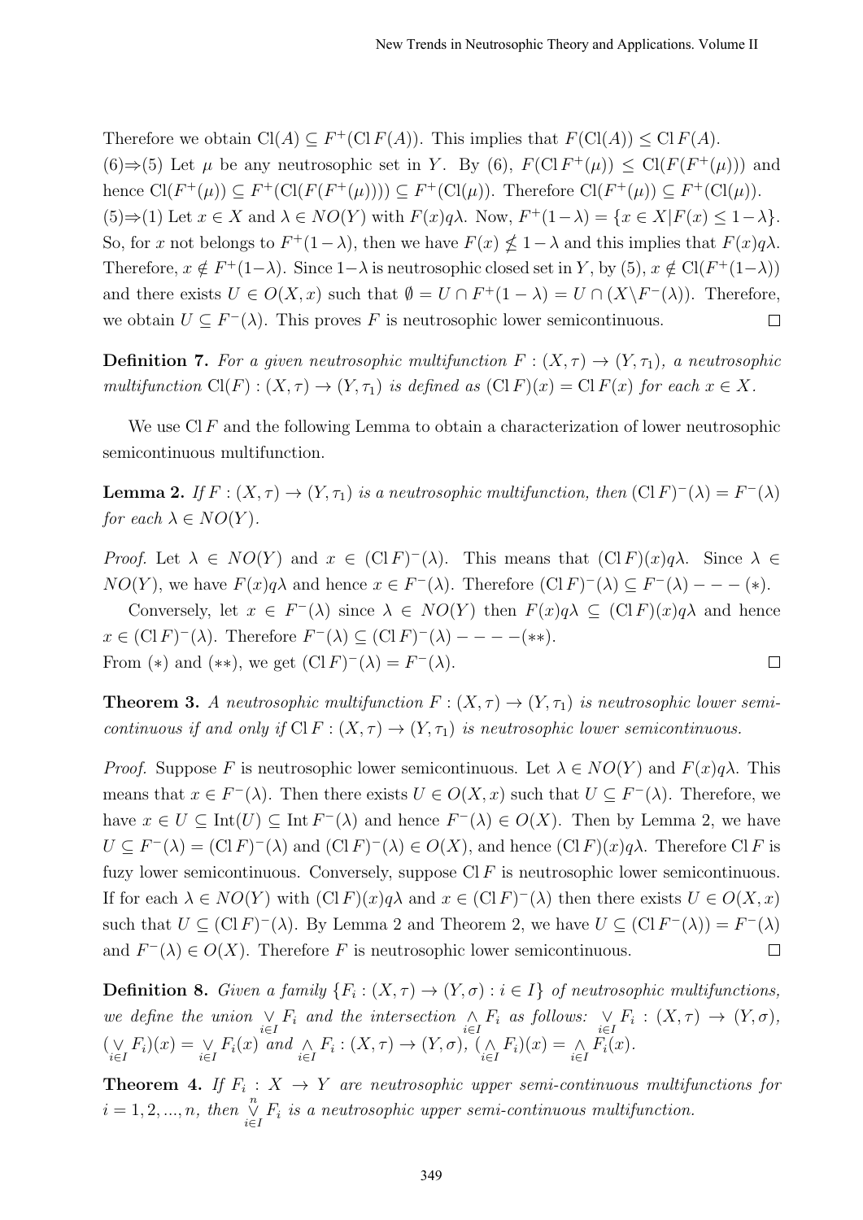Therefore we obtain $\mathrm{Cl}(A) \subseteq F^+(\mathrm{Cl}\, F(A))$. This implies that $F(\mathrm{Cl}(A)) \leq \mathrm{Cl}\, F(A)$.

(6)⇒(5) Let $\mu$ be any neutrosophic set in $Y$. By (6), $F(\mathrm{Cl}\, F^+(\mu)) \leq \mathrm{Cl}(F(F^+(\mu)))$ and hence $\mathrm{Cl}(F^+(\mu)) \subseteq F^+(\mathrm{Cl}(F(F^+(\mu)))) \subseteq F^+(\mathrm{Cl}(\mu))$. Therefore $\mathrm{Cl}(F^+(\mu)) \subseteq F^+(\mathrm{Cl}(\mu))$.

(5)⇒(1) Let $x \in X$ and $\lambda \in NO(Y)$ with $F(x)q\lambda$. Now, $F^+(1-\lambda) = \{x \in X | F(x) \leq 1-\lambda\}$. So, for $x$ not belongs to $F^+(1-\lambda)$, then we have $F(x) \nleq 1-\lambda$ and this implies that $F(x)q\lambda$. Therefore, $x \notin F^+(1-\lambda)$. Since $1-\lambda$ is neutrosophic closed set in $Y$, by (5), $x \notin \mathrm{Cl}(F^+(1-\lambda))$ and there exists $U \in O(X, x)$ such that $\emptyset = U \cap F^+(1-\lambda) = U \cap (X \backslash F^-(\lambda))$. Therefore, we obtain $U \subseteq F^-(\lambda)$. This proves $F$ is neutrosophic lower semicontinuous. □

**Definition 7.** *For a given neutrosophic multifunction $F : (X, \tau) \to (Y, \tau_1)$, a neutrosophic multifunction $\mathrm{Cl}(F) : (X, \tau) \to (Y, \tau_1)$ is defined as $(\mathrm{Cl}\, F)(x) = \mathrm{Cl}\, F(x)$ for each $x \in X$.*

We use $\mathrm{Cl}\, F$ and the following Lemma to obtain a characterization of lower neutrosophic semicontinuous multifunction.

**Lemma 2.** *If $F : (X, \tau) \to (Y, \tau_1)$ is a neutrosophic multifunction, then $(\mathrm{Cl}\, F)^-(\lambda) = F^-(\lambda)$ for each $\lambda \in NO(Y)$.*

*Proof.* Let $\lambda \in NO(Y)$ and $x \in (\mathrm{Cl}\, F)^-(\lambda)$. This means that $(\mathrm{Cl}\, F)(x)q\lambda$. Since $\lambda \in NO(Y)$, we have $F(x)q\lambda$ and hence $x \in F^-(\lambda)$. Therefore $(\mathrm{Cl}\, F)^-(\lambda) \subseteq F^-(\lambda) - - - (*)$.

Conversely, let $x \in F^-(\lambda)$ since $\lambda \in NO(Y)$ then $F(x)q\lambda \subseteq (\mathrm{Cl}\, F)(x)q\lambda$ and hence $x \in (\mathrm{Cl}\, F)^-(\lambda)$. Therefore $F^-(\lambda) \subseteq (\mathrm{Cl}\, F)^-(\lambda) - - - - (**)$.

From $(*)$ and $(**)$, we get $(\mathrm{Cl}\, F)^-(\lambda) = F^-(\lambda)$. □

**Theorem 3.** *A neutrosophic multifunction $F : (X, \tau) \to (Y, \tau_1)$ is neutrosophic lower semicontinuous if and only if $\mathrm{Cl}\, F : (X, \tau) \to (Y, \tau_1)$ is neutrosophic lower semicontinuous.*

*Proof.* Suppose $F$ is neutrosophic lower semicontinuous. Let $\lambda \in NO(Y)$ and $F(x)q\lambda$. This means that $x \in F^-(\lambda)$. Then there exists $U \in O(X, x)$ such that $U \subseteq F^-(\lambda)$. Therefore, we have $x \in U \subseteq \mathrm{Int}(U) \subseteq \mathrm{Int}\, F^-(\lambda)$ and hence $F^-(\lambda) \in O(X)$. Then by Lemma 2, we have $U \subseteq F^-(\lambda) = (\mathrm{Cl}\, F)^-(\lambda)$ and $(\mathrm{Cl}\, F)^-(\lambda) \in O(X)$, and hence $(\mathrm{Cl}\, F)(x)q\lambda$. Therefore $\mathrm{Cl}\, F$ is fuzy lower semicontinuous. Conversely, suppose $\mathrm{Cl}\, F$ is neutrosophic lower semicontinuous. If for each $\lambda \in NO(Y)$ with $(\mathrm{Cl}\, F)(x)q\lambda$ and $x \in (\mathrm{Cl}\, F)^-(\lambda)$ then there exists $U \in O(X, x)$ such that $U \subseteq (\mathrm{Cl}\, F)^-(\lambda)$. By Lemma 2 and Theorem 2, we have $U \subseteq (\mathrm{Cl}\, F^-(\lambda)) = F^-(\lambda)$ and $F^-(\lambda) \in O(X)$. Therefore $F$ is neutrosophic lower semicontinuous. □

**Definition 8.** *Given a family $\{F_i : (X, \tau) \to (Y, \sigma) : i \in I\}$ of neutrosophic multifunctions, we define the union $\underset{i \in I}{\vee} F_i$ and the intersection $\underset{i \in I}{\wedge} F_i$ as follows: $\underset{i \in I}{\vee} F_i : (X, \tau) \to (Y, \sigma)$, $(\underset{i \in I}{\vee} F_i)(x) = \underset{i \in I}{\vee} F_i(x)$ and $\underset{i \in I}{\wedge} F_i : (X, \tau) \to (Y, \sigma)$, $(\underset{i \in I}{\wedge} F_i)(x) = \underset{i \in I}{\wedge} F_i(x)$.*

**Theorem 4.** *If $F_i : X \to Y$ are neutrosophic upper semi-continuous multifunctions for $i = 1, 2, ..., n$, then $\overset{n}{\underset{i \in I}{\vee}} F_i$ is a neutrosophic upper semi-continuous multifunction.*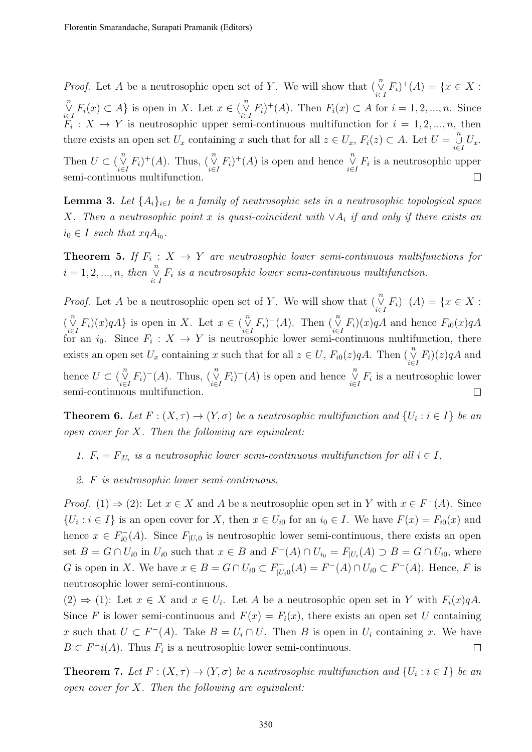*Proof.* Let $A$ be a neutrosophic open set of $Y$. We will show that $(\overset{n}{\underset{i\in I}{\vee}} F_i)^+(A) = \{x \in X : \overset{n}{\underset{i\in I}{\vee}} F_i(x) \subset A\}$ is open in $X$. Let $x \in (\overset{n}{\underset{i\in I}{\vee}} F_i)^+(A)$. Then $F_i(x) \subset A$ for $i = 1, 2, ..., n$. Since $F_i : X \to Y$ is neutrosophic upper semi-continuous multifunction for $i = 1, 2, ..., n$, then there exists an open set $U_x$ containing $x$ such that for all $z \in U_x$, $F_i(z) \subset A$. Let $U = \overset{n}{\underset{i\in I}{\cup}} U_x$. Then $U \subset (\overset{n}{\underset{i\in I}{\vee}} F_i)^+(A)$. Thus, $(\overset{n}{\underset{i\in I}{\vee}} F_i)^+(A)$ is open and hence $\overset{n}{\underset{i\in I}{\vee}} F_i$ is a neutrosophic upper semi-continuous multifunction. □

**Lemma 3.** *Let $\{A_i\}_{i\in I}$ be a family of neutrosophic sets in a neutrosophic topological space $X$. Then a neutrosophic point $x$ is quasi-coincident with $\vee A_i$ if and only if there exists an $i_0 \in I$ such that $xqA_{i_0}$.*

**Theorem 5.** *If $F_i : X \to Y$ are neutrosophic lower semi-continuous multifunctions for $i = 1, 2, ..., n$, then $\overset{n}{\underset{i\in I}{\vee}} F_i$ is a neutrosophic lower semi-continuous multifunction.*

*Proof.* Let $A$ be a neutrosophic open set of $Y$. We will show that $(\overset{n}{\underset{i\in I}{\vee}} F_i)^-(A) = \{x \in X : (\overset{n}{\underset{i\in I}{\vee}} F_i)(x)qA\}$ is open in $X$. Let $x \in (\overset{n}{\underset{i\in I}{\vee}} F_i)^-(A)$. Then $(\overset{n}{\underset{i\in I}{\vee}} F_i)(x)qA$ and hence $F_{i0}(x)qA$ for an $i_0$. Since $F_i : X \to Y$ is neutrosophic lower semi-continuous multifunction, there exists an open set $U_x$ containing $x$ such that for all $z \in U$, $F_{i0}(z)qA$. Then $(\overset{n}{\underset{i\in I}{\vee}} F_i)(z)qA$ and hence $U \subset (\overset{n}{\underset{i\in I}{\vee}} F_i)^-(A)$. Thus, $(\overset{n}{\underset{i\in I}{\vee}} F_i)^-(A)$ is open and hence $\overset{n}{\underset{i\in I}{\vee}} F_i$ is a neutrosophic lower semi-continuous multifunction. □

**Theorem 6.** *Let $F : (X, \tau) \to (Y, \sigma)$ be a neutrosophic multifunction and $\{U_i : i \in I\}$ be an open cover for $X$. Then the following are equivalent:*

1. *$F_i = F_{|U_i}$ is a neutrosophic lower semi-continuous multifunction for all $i \in I$,*
2. *$F$ is neutrosophic lower semi-continuous.*

*Proof.* (1) $\Rightarrow$ (2): Let $x \in X$ and $A$ be a neutrosophic open set in $Y$ with $x \in F^-(A)$. Since $\{U_i : i \in I\}$ is an open cover for $X$, then $x \in U_{i0}$ for an $i_0 \in I$. We have $F(x) = F_{i0}(x)$ and hence $x \in F^-_{i0}(A)$. Since $F_{|U_{i}0}$ is neutrosophic lower semi-continuous, there exists an open set $B = G \cap U_{i0}$ in $U_{i0}$ such that $x \in B$ and $F^-(A) \cap U_{i_0} = F_{|U_i}(A) \supset B = G \cap U_{i0}$, where $G$ is open in $X$. We have $x \in B = G \cap U_{i0} \subset F^-_{|U_{i}0}(A) = F^-(A) \cap U_{i0} \subset F^-(A)$. Hence, $F$ is neutrosophic lower semi-continuous.

(2) $\Rightarrow$ (1): Let $x \in X$ and $x \in U_i$. Let $A$ be a neutrosophic open set in $Y$ with $F_i(x)qA$. Since $F$ is lower semi-continuous and $F(x) = F_i(x)$, there exists an open set $U$ containing $x$ such that $U \subset F^-(A)$. Take $B = U_i \cap U$. Then $B$ is open in $U_i$ containing $x$. We have $B \subset F^-i(A)$. Thus $F_i$ is a neutrosophic lower semi-continuous. □

**Theorem 7.** *Let $F : (X, \tau) \to (Y, \sigma)$ be a neutrosophic multifunction and $\{U_i : i \in I\}$ be an open cover for $X$. Then the following are equivalent:*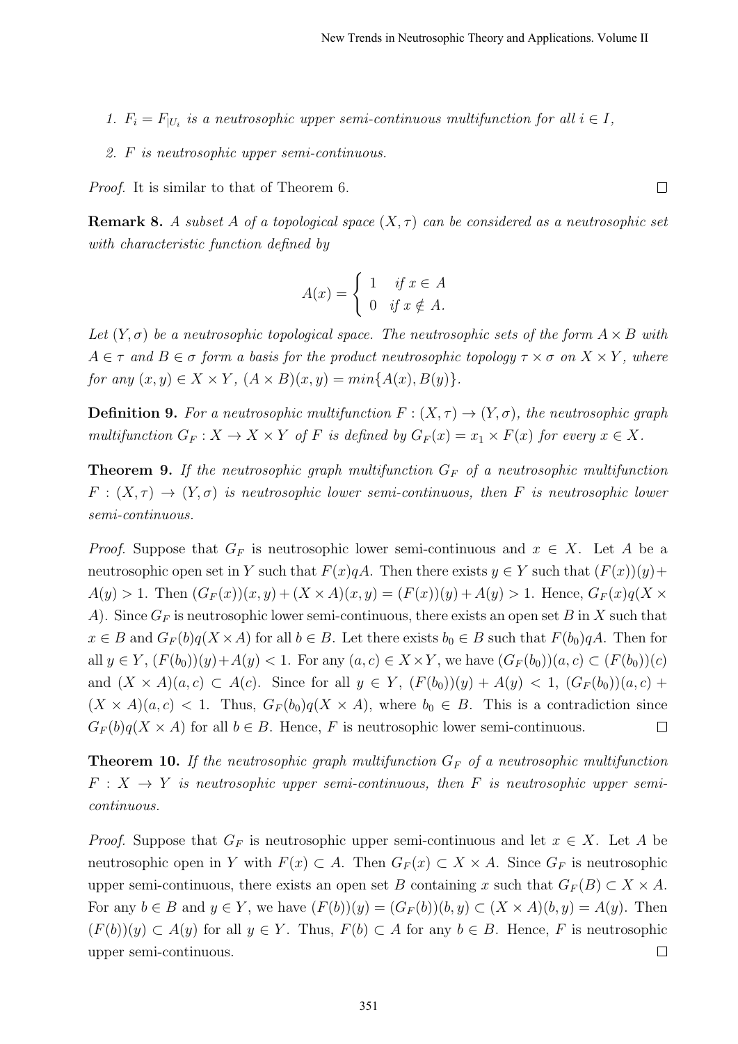1. $F_i = F_{|U_i}$ *is a neutrosophic upper semi-continuous multifunction for all* $i \in I$,

2. $F$ *is neutrosophic upper semi-continuous.*

*Proof.* It is similar to that of Theorem 6. □

**Remark 8.** *A subset* $A$ *of a topological space* $(X, \tau)$ *can be considered as a neutrosophic set with characteristic function defined by*

$$A(x) = \begin{cases} 1 & \textit{if } x \in A \\ 0 & \textit{if } x \notin A. \end{cases}$$

*Let* $(Y, \sigma)$ *be a neutrosophic topological space. The neutrosophic sets of the form* $A \times B$ *with* $A \in \tau$ *and* $B \in \sigma$ *form a basis for the product neutrosophic topology* $\tau \times \sigma$ *on* $X \times Y$*, where for any* $(x, y) \in X \times Y$, $(A \times B)(x, y) = min\{A(x), B(y)\}$.

**Definition 9.** *For a neutrosophic multifunction* $F : (X, \tau) \to (Y, \sigma)$*, the neutrosophic graph multifunction* $G_F : X \to X \times Y$ *of* $F$ *is defined by* $G_F(x) = x_1 \times F(x)$ *for every* $x \in X$.

**Theorem 9.** *If the neutrosophic graph multifunction* $G_F$ *of a neutrosophic multifunction* $F : (X, \tau) \to (Y, \sigma)$ *is neutrosophic lower semi-continuous, then* $F$ *is neutrosophic lower semi-continuous.*

*Proof.* Suppose that $G_F$ is neutrosophic lower semi-continuous and $x \in X$. Let $A$ be a neutrosophic open set in $Y$ such that $F(x)qA$. Then there exists $y \in Y$ such that $(F(x))(y) + A(y) > 1$. Then $(G_F(x))(x, y) + (X \times A)(x, y) = (F(x))(y) + A(y) > 1$. Hence, $G_F(x)q(X \times A)$. Since $G_F$ is neutrosophic lower semi-continuous, there exists an open set $B$ in $X$ such that $x \in B$ and $G_F(b)q(X \times A)$ for all $b \in B$. Let there exists $b_0 \in B$ such that $F(b_0)qA$. Then for all $y \in Y$, $(F(b_0))(y) + A(y) < 1$. For any $(a, c) \in X \times Y$, we have $(G_F(b_0))(a, c) \subset (F(b_0))(c)$ and $(X \times A)(a, c) \subset A(c)$. Since for all $y \in Y$, $(F(b_0))(y) + A(y) < 1$, $(G_F(b_0))(a, c) + (X \times A)(a, c) < 1$. Thus, $G_F(b_0)q(X \times A)$, where $b_0 \in B$. This is a contradiction since $G_F(b)q(X \times A)$ for all $b \in B$. Hence, $F$ is neutrosophic lower semi-continuous. □

**Theorem 10.** *If the neutrosophic graph multifunction* $G_F$ *of a neutrosophic multifunction* $F : X \to Y$ *is neutrosophic upper semi-continuous, then* $F$ *is neutrosophic upper semi-continuous.*

*Proof.* Suppose that $G_F$ is neutrosophic upper semi-continuous and let $x \in X$. Let $A$ be neutrosophic open in $Y$ with $F(x) \subset A$. Then $G_F(x) \subset X \times A$. Since $G_F$ is neutrosophic upper semi-continuous, there exists an open set $B$ containing $x$ such that $G_F(B) \subset X \times A$. For any $b \in B$ and $y \in Y$, we have $(F(b))(y) = (G_F(b))(b, y) \subset (X \times A)(b, y) = A(y)$. Then $(F(b))(y) \subset A(y)$ for all $y \in Y$. Thus, $F(b) \subset A$ for any $b \in B$. Hence, $F$ is neutrosophic upper semi-continuous. □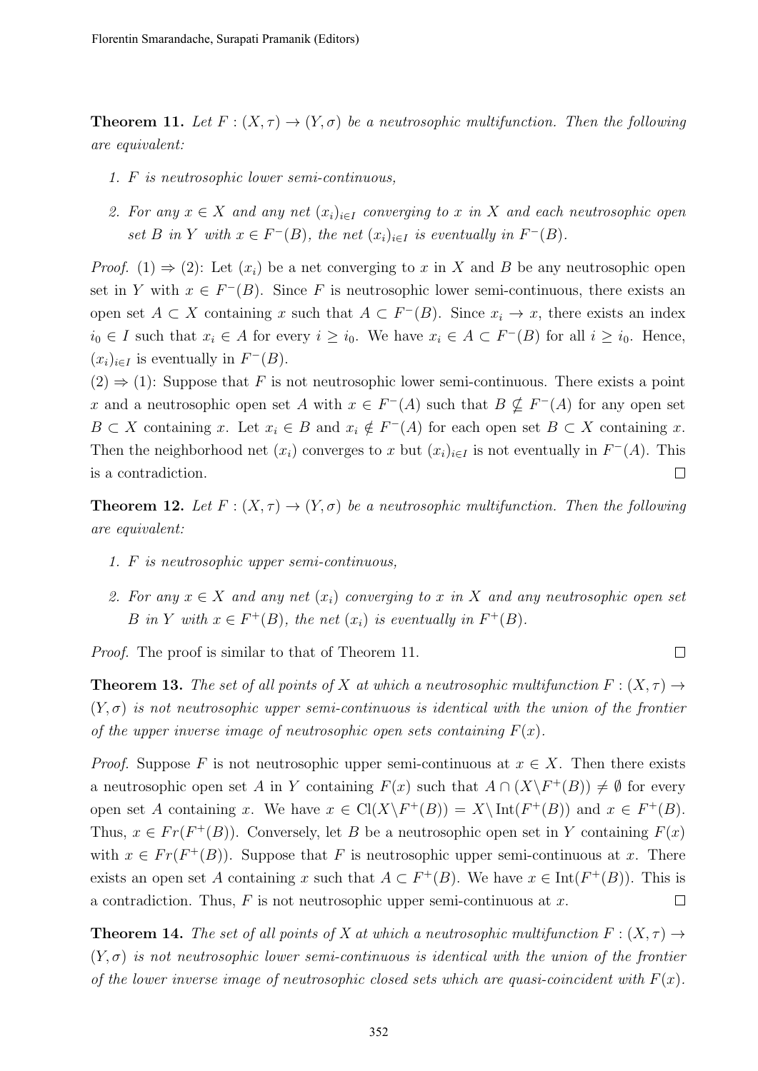**Theorem 11.** *Let $F : (X, \tau) \to (Y, \sigma)$ be a neutrosophic multifunction. Then the following are equivalent:*

1. *$F$ is neutrosophic lower semi-continuous,*
2. *For any $x \in X$ and any net $(x_i)_{i \in I}$ converging to $x$ in $X$ and each neutrosophic open set $B$ in $Y$ with $x \in F^-(B)$, the net $(x_i)_{i \in I}$ is eventually in $F^-(B)$.*

*Proof.* (1) $\Rightarrow$ (2): Let $(x_i)$ be a net converging to $x$ in $X$ and $B$ be any neutrosophic open set in $Y$ with $x \in F^-(B)$. Since $F$ is neutrosophic lower semi-continuous, there exists an open set $A \subset X$ containing $x$ such that $A \subset F^-(B)$. Since $x_i \to x$, there exists an index $i_0 \in I$ such that $x_i \in A$ for every $i \geq i_0$. We have $x_i \in A \subset F^-(B)$ for all $i \geq i_0$. Hence, $(x_i)_{i \in I}$ is eventually in $F^-(B)$.

(2) $\Rightarrow$ (1): Suppose that $F$ is not neutrosophic lower semi-continuous. There exists a point $x$ and a neutrosophic open set $A$ with $x \in F^-(A)$ such that $B \nsubseteq F^-(A)$ for any open set $B \subset X$ containing $x$. Let $x_i \in B$ and $x_i \notin F^-(A)$ for each open set $B \subset X$ containing $x$. Then the neighborhood net $(x_i)$ converges to $x$ but $(x_i)_{i \in I}$ is not eventually in $F^-(A)$. This is a contradiction. $\square$

**Theorem 12.** *Let $F : (X, \tau) \to (Y, \sigma)$ be a neutrosophic multifunction. Then the following are equivalent:*

1. *$F$ is neutrosophic upper semi-continuous,*
2. *For any $x \in X$ and any net $(x_i)$ converging to $x$ in $X$ and any neutrosophic open set $B$ in $Y$ with $x \in F^+(B)$, the net $(x_i)$ is eventually in $F^+(B)$.*

*Proof.* The proof is similar to that of Theorem 11. $\square$

**Theorem 13.** *The set of all points of $X$ at which a neutrosophic multifunction $F : (X, \tau) \to (Y, \sigma)$ is not neutrosophic upper semi-continuous is identical with the union of the frontier of the upper inverse image of neutrosophic open sets containing $F(x)$.*

*Proof.* Suppose $F$ is not neutrosophic upper semi-continuous at $x \in X$. Then there exists a neutrosophic open set $A$ in $Y$ containing $F(x)$ such that $A \cap (X \backslash F^+(B)) \neq \emptyset$ for every open set $A$ containing $x$. We have $x \in \text{Cl}(X \backslash F^+(B)) = X \backslash \text{Int}(F^+(B))$ and $x \in F^+(B)$. Thus, $x \in Fr(F^+(B))$. Conversely, let $B$ be a neutrosophic open set in $Y$ containing $F(x)$ with $x \in Fr(F^+(B))$. Suppose that $F$ is neutrosophic upper semi-continuous at $x$. There exists an open set $A$ containing $x$ such that $A \subset F^+(B)$. We have $x \in \text{Int}(F^+(B))$. This is a contradiction. Thus, $F$ is not neutrosophic upper semi-continuous at $x$. $\square$

**Theorem 14.** *The set of all points of $X$ at which a neutrosophic multifunction $F : (X, \tau) \to (Y, \sigma)$ is not neutrosophic lower semi-continuous is identical with the union of the frontier of the lower inverse image of neutrosophic closed sets which are quasi-coincident with $F(x)$.*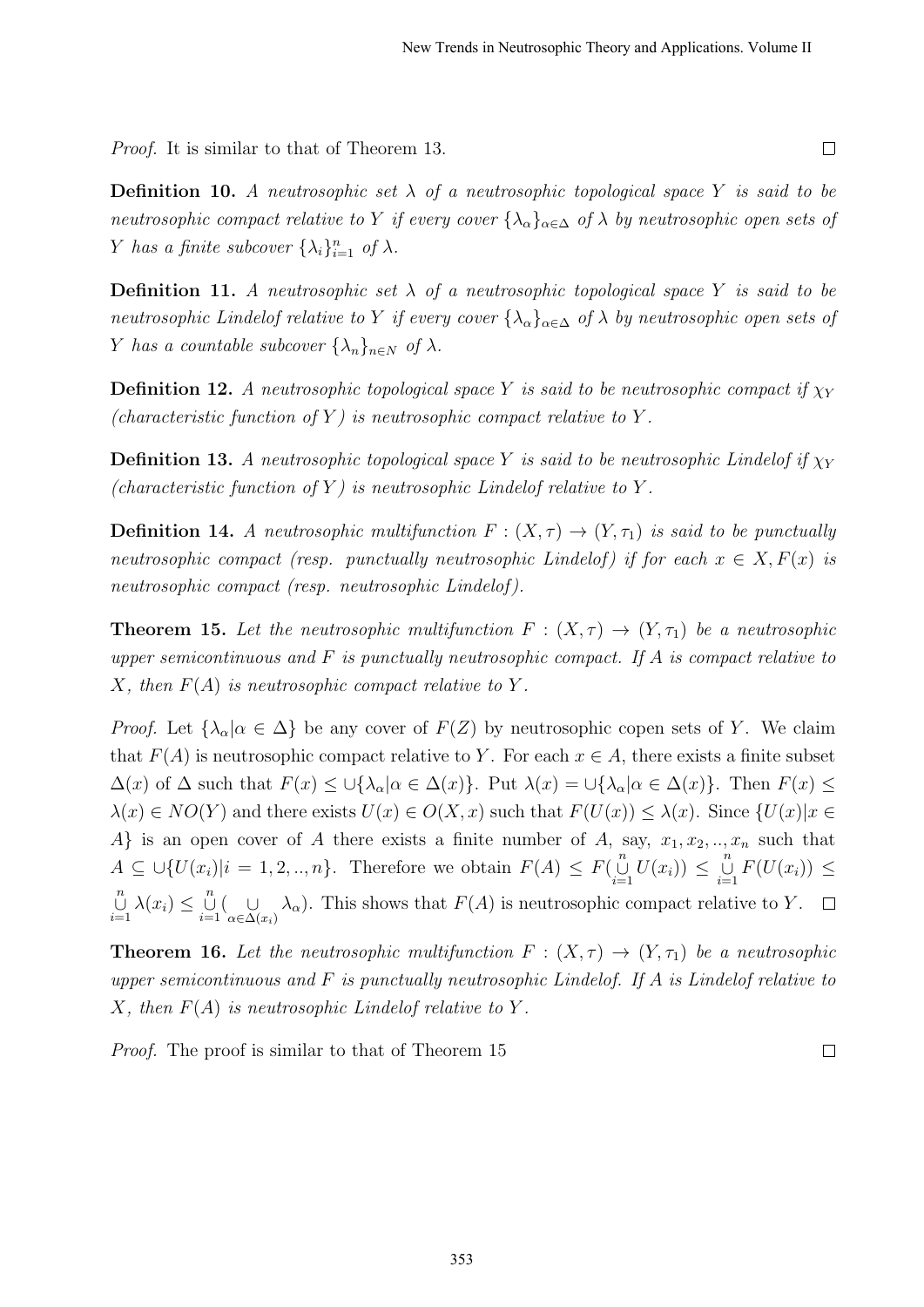*Proof.* It is similar to that of Theorem 13. □

**Definition 10.** *A neutrosophic set $\lambda$ of a neutrosophic topological space $Y$ is said to be neutrosophic compact relative to $Y$ if every cover $\{\lambda_\alpha\}_{\alpha\in\Delta}$ of $\lambda$ by neutrosophic open sets of $Y$ has a finite subcover $\{\lambda_i\}_{i=1}^n$ of $\lambda$.*

**Definition 11.** *A neutrosophic set $\lambda$ of a neutrosophic topological space $Y$ is said to be neutrosophic Lindelof relative to $Y$ if every cover $\{\lambda_\alpha\}_{\alpha\in\Delta}$ of $\lambda$ by neutrosophic open sets of $Y$ has a countable subcover $\{\lambda_n\}_{n\in N}$ of $\lambda$.*

**Definition 12.** *A neutrosophic topological space $Y$ is said to be neutrosophic compact if $\chi_Y$ (characteristic function of $Y$) is neutrosophic compact relative to $Y$.*

**Definition 13.** *A neutrosophic topological space $Y$ is said to be neutrosophic Lindelof if $\chi_Y$ (characteristic function of $Y$) is neutrosophic Lindelof relative to $Y$.*

**Definition 14.** *A neutrosophic multifunction $F : (X, \tau) \to (Y, \tau_1)$ is said to be punctually neutrosophic compact (resp. punctually neutrosophic Lindelof) if for each $x \in X, F(x)$ is neutrosophic compact (resp. neutrosophic Lindelof).*

**Theorem 15.** *Let the neutrosophic multifunction $F : (X, \tau) \to (Y, \tau_1)$ be a neutrosophic upper semicontinuous and $F$ is punctually neutrosophic compact. If $A$ is compact relative to $X$, then $F(A)$ is neutrosophic compact relative to $Y$.*

*Proof.* Let $\{\lambda_\alpha | \alpha \in \Delta\}$ be any cover of $F(Z)$ by neutrosophic copen sets of $Y$. We claim that $F(A)$ is neutrosophic compact relative to $Y$. For each $x \in A$, there exists a finite subset $\Delta(x)$ of $\Delta$ such that $F(x) \leq \cup\{\lambda_\alpha | \alpha \in \Delta(x)\}$. Put $\lambda(x) = \cup\{\lambda_\alpha | \alpha \in \Delta(x)\}$. Then $F(x) \leq \lambda(x) \in NO(Y)$ and there exists $U(x) \in O(X, x)$ such that $F(U(x)) \leq \lambda(x)$. Since $\{U(x) | x \in A\}$ is an open cover of $A$ there exists a finite number of $A$, say, $x_1, x_2, .., x_n$ such that $A \subseteq \cup\{U(x_i) | i = 1, 2, .., n\}$. Therefore we obtain $F(A) \leq F(\overset{n}{\underset{i=1}{\cup}} U(x_i)) \leq \overset{n}{\underset{i=1}{\cup}} F(U(x_i)) \leq \overset{n}{\underset{i=1}{\cup}} \lambda(x_i) \leq \overset{n}{\underset{i=1}{\cup}} (\underset{\alpha\in\Delta(x_i)}{\cup} \lambda_\alpha)$. This shows that $F(A)$ is neutrosophic compact relative to $Y$. □

**Theorem 16.** *Let the neutrosophic multifunction $F : (X, \tau) \to (Y, \tau_1)$ be a neutrosophic upper semicontinuous and $F$ is punctually neutrosophic Lindelof. If $A$ is Lindelof relative to $X$, then $F(A)$ is neutrosophic Lindelof relative to $Y$.*

*Proof.* The proof is similar to that of Theorem 15 □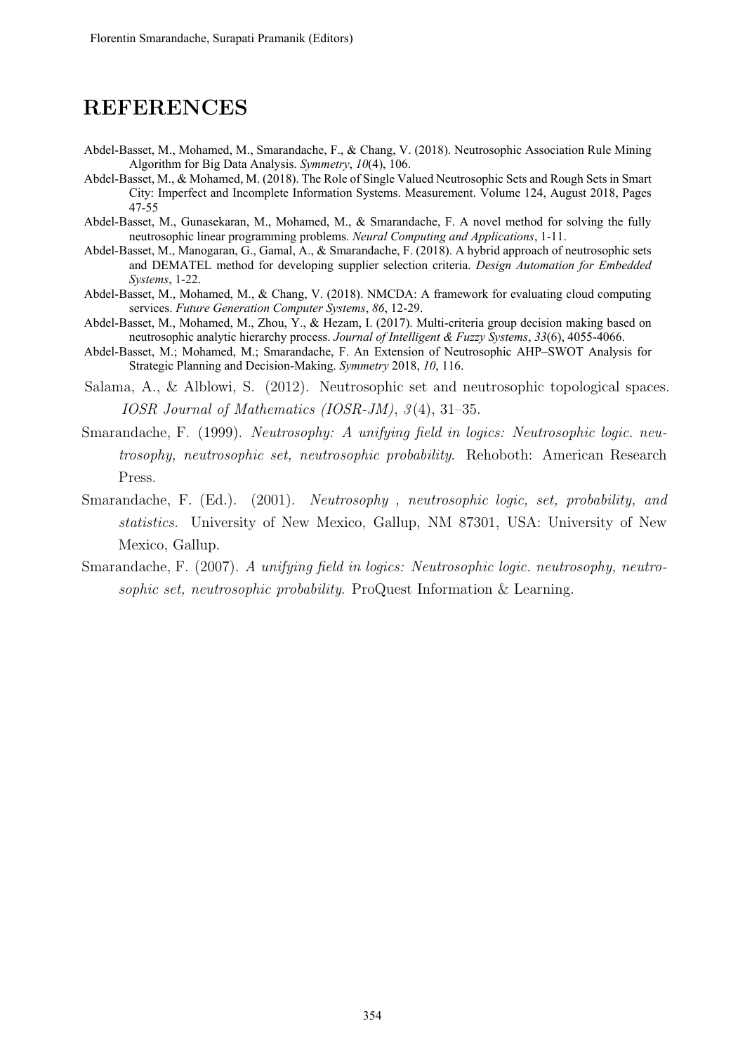# REFERENCES

Abdel-Basset, M., Mohamed, M., Smarandache, F., & Chang, V. (2018). Neutrosophic Association Rule Mining Algorithm for Big Data Analysis. *Symmetry*, *10*(4), 106.

Abdel-Basset, M., & Mohamed, M. (2018). The Role of Single Valued Neutrosophic Sets and Rough Sets in Smart City: Imperfect and Incomplete Information Systems. Measurement. Volume 124, August 2018, Pages 47-55

Abdel-Basset, M., Gunasekaran, M., Mohamed, M., & Smarandache, F. A novel method for solving the fully neutrosophic linear programming problems. *Neural Computing and Applications*, 1-11.

Abdel-Basset, M., Manogaran, G., Gamal, A., & Smarandache, F. (2018). A hybrid approach of neutrosophic sets and DEMATEL method for developing supplier selection criteria. *Design Automation for Embedded Systems*, 1-22.

Abdel-Basset, M., Mohamed, M., & Chang, V. (2018). NMCDA: A framework for evaluating cloud computing services. *Future Generation Computer Systems*, *86*, 12-29.

Abdel-Basset, M., Mohamed, M., Zhou, Y., & Hezam, I. (2017). Multi-criteria group decision making based on neutrosophic analytic hierarchy process. *Journal of Intelligent & Fuzzy Systems*, *33*(6), 4055-4066.

Abdel-Basset, M.; Mohamed, M.; Smarandache, F. An Extension of Neutrosophic AHP–SWOT Analysis for Strategic Planning and Decision-Making. *Symmetry* 2018, *10*, 116.

Salama, A., & Alblowi, S. (2012). Neutrosophic set and neutrosophic topological spaces. *IOSR Journal of Mathematics (IOSR-JM)*, *3*(4), 31–35.

Smarandache, F. (1999). *Neutrosophy: A unifying field in logics: Neutrosophic logic. neutrosophy, neutrosophic set, neutrosophic probability.* Rehoboth: American Research Press.

Smarandache, F. (Ed.). (2001). *Neutrosophy , neutrosophic logic, set, probability, and statistics.* University of New Mexico, Gallup, NM 87301, USA: University of New Mexico, Gallup.

Smarandache, F. (2007). *A unifying field in logics: Neutrosophic logic. neutrosophy, neutrosophic set, neutrosophic probability.* ProQuest Information & Learning.